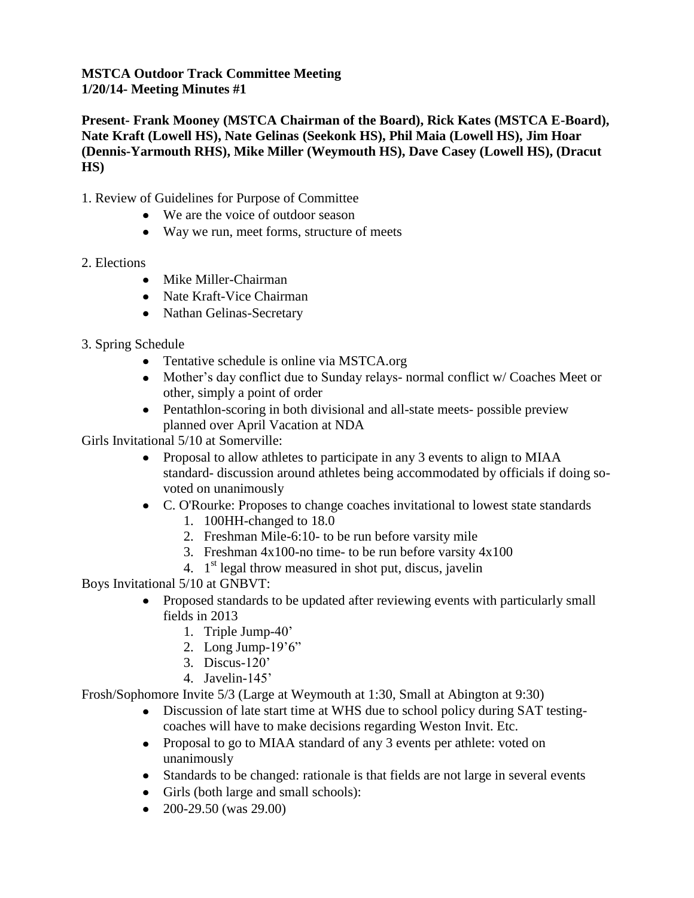**MSTCA Outdoor Track Committee Meeting**
**1/20/14- Meeting Minutes #1**

**Present- Frank Mooney (MSTCA Chairman of the Board), Rick Kates (MSTCA E-Board), Nate Kraft (Lowell HS), Nate Gelinas (Seekonk HS), Phil Maia (Lowell HS), Jim Hoar (Dennis-Yarmouth RHS), Mike Miller (Weymouth HS), Dave Casey (Lowell HS), (Dracut HS)**

1. Review of Guidelines for Purpose of Committee
    - We are the voice of outdoor season
    - Way we run, meet forms, structure of meets

2. Elections
    - Mike Miller-Chairman
    - Nate Kraft-Vice Chairman
    - Nathan Gelinas-Secretary

3. Spring Schedule
    - Tentative schedule is online via MSTCA.org
    - Mother's day conflict due to Sunday relays- normal conflict w/ Coaches Meet or other, simply a point of order
    - Pentathlon-scoring in both divisional and all-state meets- possible preview planned over April Vacation at NDA

Girls Invitational 5/10 at Somerville:

- Proposal to allow athletes to participate in any 3 events to align to MIAA standard- discussion around athletes being accommodated by officials if doing so- voted on unanimously
- C. O'Rourke: Proposes to change coaches invitational to lowest state standards
    1. 100HH-changed to 18.0
    2. Freshman Mile-6:10- to be run before varsity mile
    3. Freshman 4x100-no time- to be run before varsity 4x100
    4. 1st legal throw measured in shot put, discus, javelin

Boys Invitational 5/10 at GNBVT:

- Proposed standards to be updated after reviewing events with particularly small fields in 2013
    1. Triple Jump-40'
    2. Long Jump-19'6"
    3. Discus-120'
    4. Javelin-145'

Frosh/Sophomore Invite 5/3 (Large at Weymouth at 1:30, Small at Abington at 9:30)

- Discussion of late start time at WHS due to school policy during SAT testing- coaches will have to make decisions regarding Weston Invit. Etc.
- Proposal to go to MIAA standard of any 3 events per athlete: voted on unanimously
- Standards to be changed: rationale is that fields are not large in several events
- Girls (both large and small schools):
- 200-29.50 (was 29.00)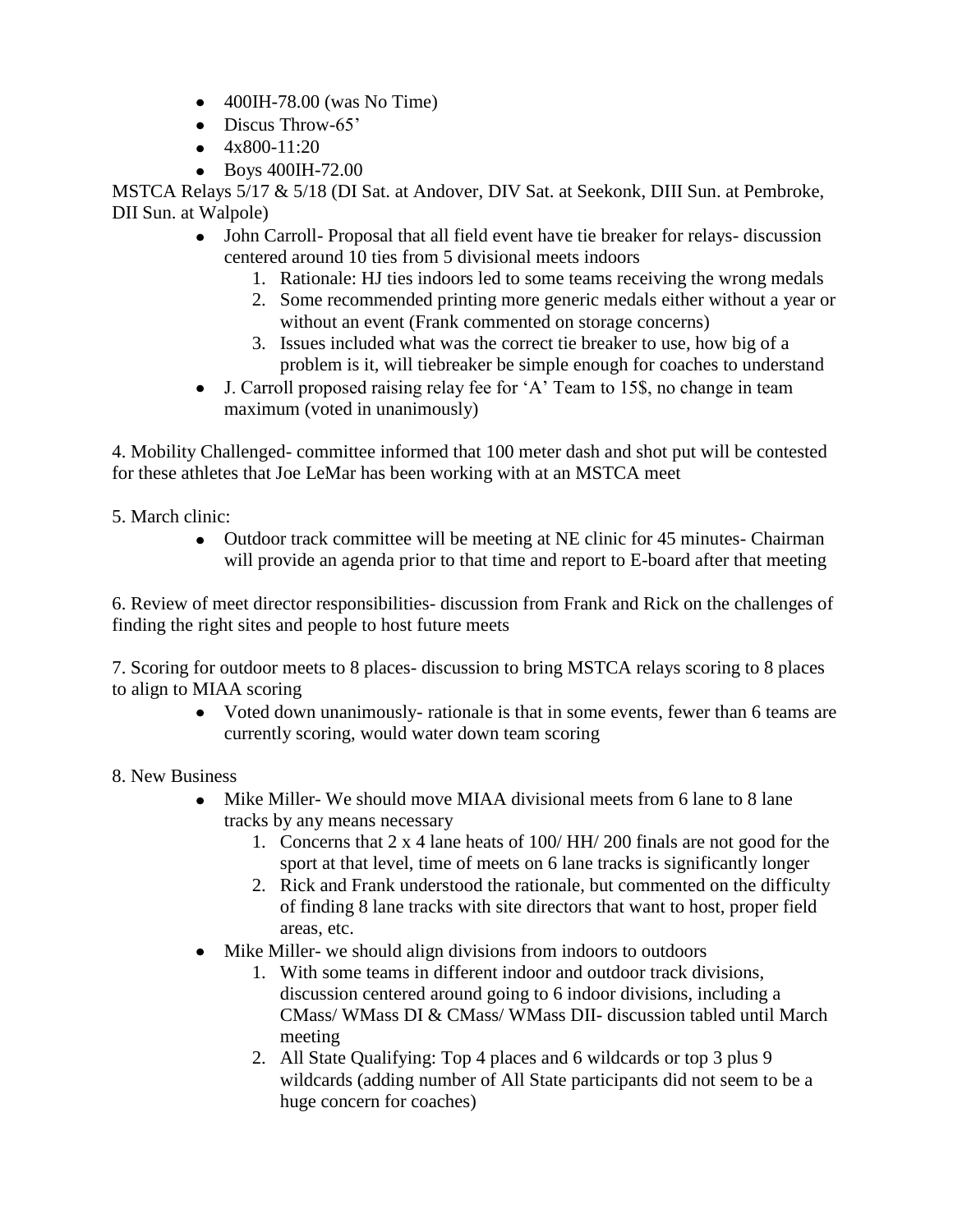- 400IH-78.00 (was No Time)
- Discus Throw-65'
- 4x800-11:20
- Boys 400IH-72.00

MSTCA Relays 5/17 & 5/18 (DI Sat. at Andover, DIV Sat. at Seekonk, DIII Sun. at Pembroke, DII Sun. at Walpole)

- John Carroll- Proposal that all field event have tie breaker for relays- discussion centered around 10 ties from 5 divisional meets indoors
  1. Rationale: HJ ties indoors led to some teams receiving the wrong medals
  2. Some recommended printing more generic medals either without a year or without an event (Frank commented on storage concerns)
  3. Issues included what was the correct tie breaker to use, how big of a problem is it, will tiebreaker be simple enough for coaches to understand
- J. Carroll proposed raising relay fee for 'A' Team to 15$, no change in team maximum (voted in unanimously)

4. Mobility Challenged- committee informed that 100 meter dash and shot put will be contested for these athletes that Joe LeMar has been working with at an MSTCA meet

5. March clinic:

- Outdoor track committee will be meeting at NE clinic for 45 minutes- Chairman will provide an agenda prior to that time and report to E-board after that meeting

6. Review of meet director responsibilities- discussion from Frank and Rick on the challenges of finding the right sites and people to host future meets

7. Scoring for outdoor meets to 8 places- discussion to bring MSTCA relays scoring to 8 places to align to MIAA scoring

- Voted down unanimously- rationale is that in some events, fewer than 6 teams are currently scoring, would water down team scoring

8. New Business

- Mike Miller- We should move MIAA divisional meets from 6 lane to 8 lane tracks by any means necessary
  1. Concerns that 2 x 4 lane heats of 100/ HH/ 200 finals are not good for the sport at that level, time of meets on 6 lane tracks is significantly longer
  2. Rick and Frank understood the rationale, but commented on the difficulty of finding 8 lane tracks with site directors that want to host, proper field areas, etc.
- Mike Miller- we should align divisions from indoors to outdoors
  1. With some teams in different indoor and outdoor track divisions, discussion centered around going to 6 indoor divisions, including a CMass/ WMass DI & CMass/ WMass DII- discussion tabled until March meeting
  2. All State Qualifying: Top 4 places and 6 wildcards or top 3 plus 9 wildcards (adding number of All State participants did not seem to be a huge concern for coaches)